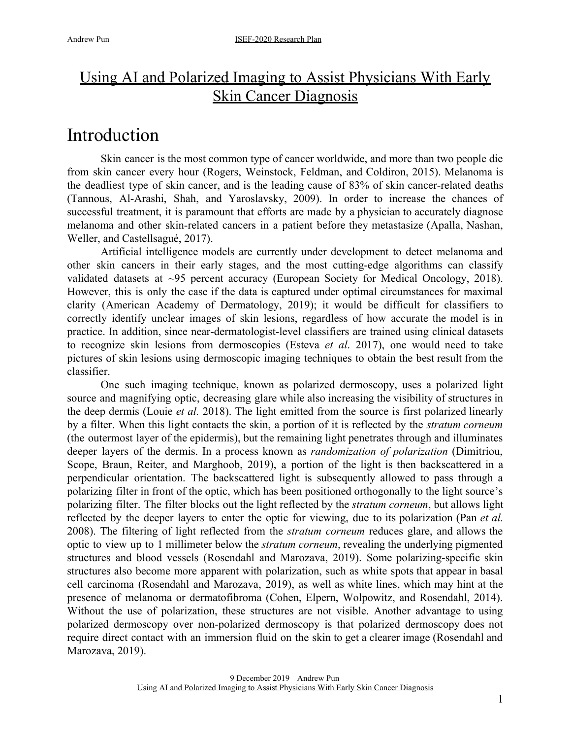# Using AI and Polarized Imaging to Assist Physicians With Early Skin Cancer Diagnosis

# Introduction

Skin cancer is the most common type of cancer worldwide, and more than two people die from skin cancer every hour (Rogers, Weinstock, Feldman, and Coldiron, 2015). Melanoma is the deadliest type of skin cancer, and is the leading cause of 83% of skin cancer-related deaths (Tannous, Al-Arashi, Shah, and Yaroslavsky, 2009). In order to increase the chances of successful treatment, it is paramount that efforts are made by a physician to accurately diagnose melanoma and other skin-related cancers in a patient before they metastasize (Apalla, Nashan, Weller, and Castellsagué, 2017).

Artificial intelligence models are currently under development to detect melanoma and other skin cancers in their early stages, and the most cutting-edge algorithms can classify validated datasets at ~95 percent accuracy (European Society for Medical Oncology, 2018). However, this is only the case if the data is captured under optimal circumstances for maximal clarity (American Academy of Dermatology, 2019); it would be difficult for classifiers to correctly identify unclear images of skin lesions, regardless of how accurate the model is in practice. In addition, since near-dermatologist-level classifiers are trained using clinical datasets to recognize skin lesions from dermoscopies (Esteva *et al*. 2017), one would need to take pictures of skin lesions using dermoscopic imaging techniques to obtain the best result from the classifier.

One such imaging technique, known as polarized dermoscopy, uses a polarized light source and magnifying optic, decreasing glare while also increasing the visibility of structures in the deep dermis (Louie *et al.* 2018). The light emitted from the source is first polarized linearly by a filter. When this light contacts the skin, a portion of it is reflected by the *stratum corneum* (the outermost layer of the epidermis), but the remaining light penetrates through and illuminates deeper layers of the dermis. In a process known as *randomization of polarization* (Dimitriou, Scope, Braun, Reiter, and Marghoob, 2019), a portion of the light is then backscattered in a perpendicular orientation. The backscattered light is subsequently allowed to pass through a polarizing filter in front of the optic, which has been positioned orthogonally to the light source's polarizing filter. The filter blocks out the light reflected by the *stratum corneum*, but allows light reflected by the deeper layers to enter the optic for viewing, due to its polarization (Pan *et al.* 2008). The filtering of light reflected from the *stratum corneum* reduces glare, and allows the optic to view up to 1 millimeter below the *stratum corneum*, revealing the underlying pigmented structures and blood vessels (Rosendahl and Marozava, 2019). Some polarizing-specific skin structures also become more apparent with polarization, such as white spots that appear in basal cell carcinoma (Rosendahl and Marozava, 2019), as well as white lines, which may hint at the presence of melanoma or dermatofibroma (Cohen, Elpern, Wolpowitz, and Rosendahl, 2014). Without the use of polarization, these structures are not visible. Another advantage to using polarized dermoscopy over non-polarized dermoscopy is that polarized dermoscopy does not require direct contact with an immersion fluid on the skin to get a clearer image (Rosendahl and Marozava, 2019).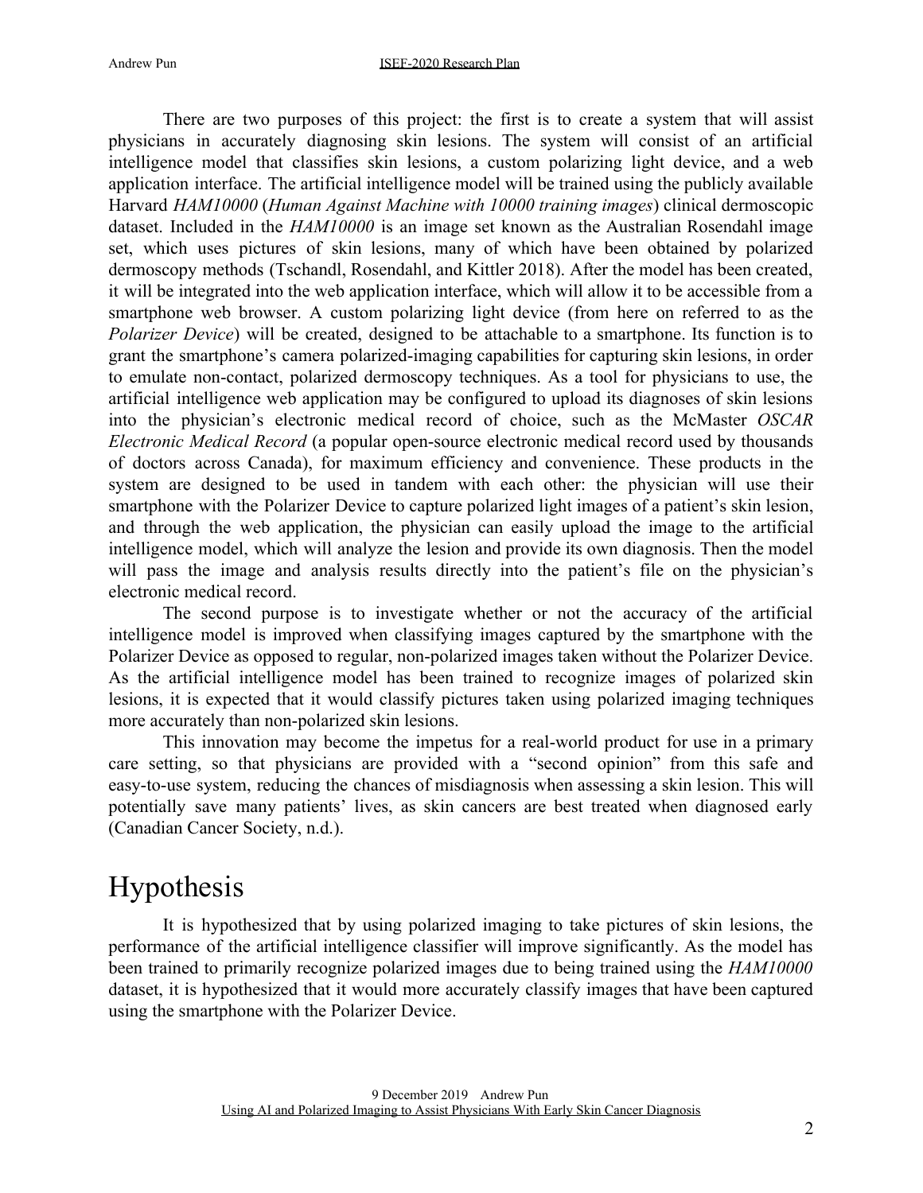There are two purposes of this project: the first is to create a system that will assist physicians in accurately diagnosing skin lesions. The system will consist of an artificial intelligence model that classifies skin lesions, a custom polarizing light device, and a web application interface. The artificial intelligence model will be trained using the publicly available Harvard *HAM10000* (*Human Against Machine with 10000 training images*) clinical dermoscopic dataset. Included in the *HAM10000* is an image set known as the Australian Rosendahl image set, which uses pictures of skin lesions, many of which have been obtained by polarized dermoscopy methods (Tschandl, Rosendahl, and Kittler 2018). After the model has been created, it will be integrated into the web application interface, which will allow it to be accessible from a smartphone web browser. A custom polarizing light device (from here on referred to as the *Polarizer Device*) will be created, designed to be attachable to a smartphone. Its function is to grant the smartphone's camera polarized-imaging capabilities for capturing skin lesions, in order to emulate non-contact, polarized dermoscopy techniques. As a tool for physicians to use, the artificial intelligence web application may be configured to upload its diagnoses of skin lesions into the physician's electronic medical record of choice, such as the McMaster *OSCAR Electronic Medical Record* (a popular open-source electronic medical record used by thousands of doctors across Canada), for maximum efficiency and convenience. These products in the system are designed to be used in tandem with each other: the physician will use their smartphone with the Polarizer Device to capture polarized light images of a patient's skin lesion, and through the web application, the physician can easily upload the image to the artificial intelligence model, which will analyze the lesion and provide its own diagnosis. Then the model will pass the image and analysis results directly into the patient's file on the physician's electronic medical record.

The second purpose is to investigate whether or not the accuracy of the artificial intelligence model is improved when classifying images captured by the smartphone with the Polarizer Device as opposed to regular, non-polarized images taken without the Polarizer Device. As the artificial intelligence model has been trained to recognize images of polarized skin lesions, it is expected that it would classify pictures taken using polarized imaging techniques more accurately than non-polarized skin lesions.

This innovation may become the impetus for a real-world product for use in a primary care setting, so that physicians are provided with a "second opinion" from this safe and easy-to-use system, reducing the chances of misdiagnosis when assessing a skin lesion. This will potentially save many patients' lives, as skin cancers are best treated when diagnosed early (Canadian Cancer Society, n.d.).

# Hypothesis

It is hypothesized that by using polarized imaging to take pictures of skin lesions, the performance of the artificial intelligence classifier will improve significantly. As the model has been trained to primarily recognize polarized images due to being trained using the *HAM10000* dataset, it is hypothesized that it would more accurately classify images that have been captured using the smartphone with the Polarizer Device.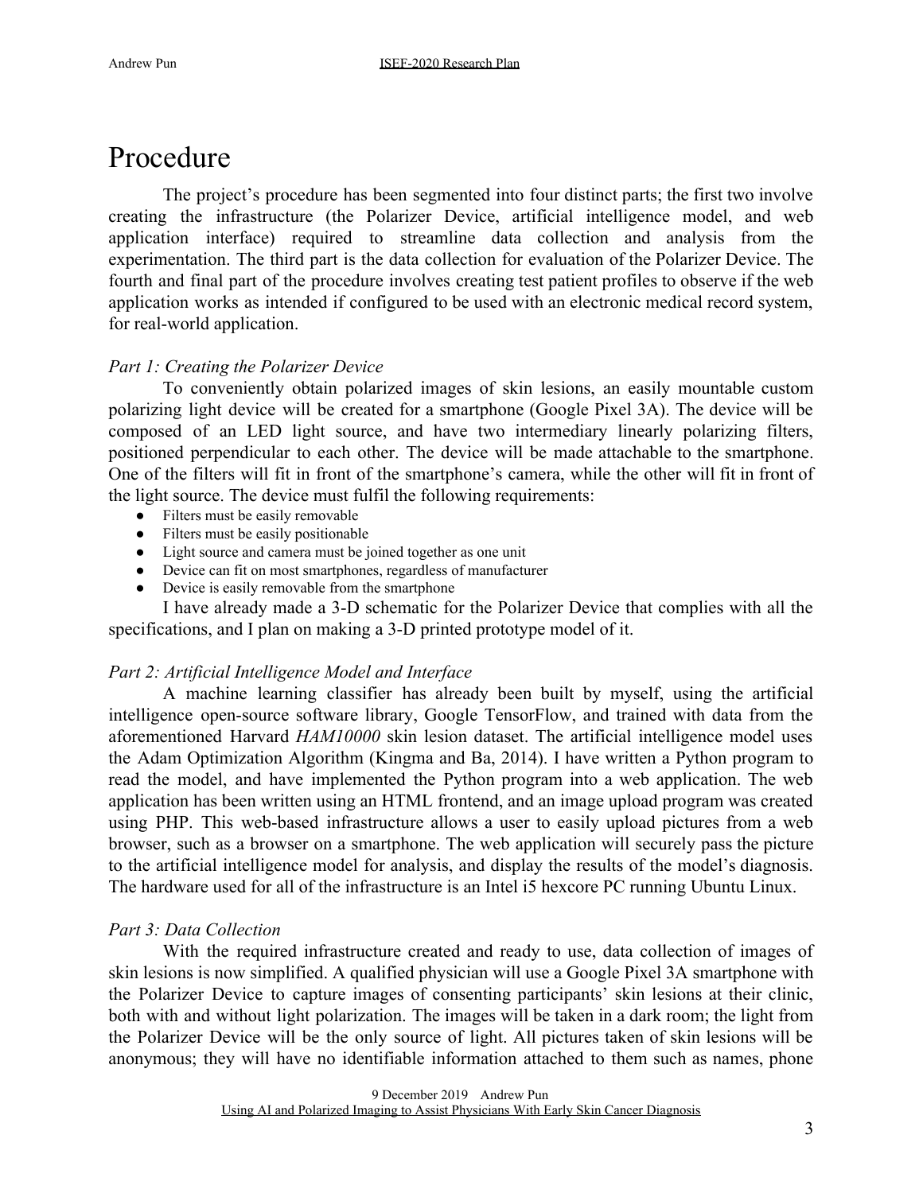# Procedure

The project's procedure has been segmented into four distinct parts; the first two involve creating the infrastructure (the Polarizer Device, artificial intelligence model, and web application interface) required to streamline data collection and analysis from the experimentation. The third part is the data collection for evaluation of the Polarizer Device. The fourth and final part of the procedure involves creating test patient profiles to observe if the web application works as intended if configured to be used with an electronic medical record system, for real-world application.

*Part 1: Creating the Polarizer Device*

To conveniently obtain polarized images of skin lesions, an easily mountable custom polarizing light device will be created for a smartphone (Google Pixel 3A). The device will be composed of an LED light source, and have two intermediary linearly polarizing filters, positioned perpendicular to each other. The device will be made attachable to the smartphone. One of the filters will fit in front of the smartphone's camera, while the other will fit in front of the light source. The device must fulfil the following requirements:

- Filters must be easily removable
- Filters must be easily positionable
- Light source and camera must be joined together as one unit
- Device can fit on most smartphones, regardless of manufacturer
- Device is easily removable from the smartphone

I have already made a 3-D schematic for the Polarizer Device that complies with all the specifications, and I plan on making a 3-D printed prototype model of it.

*Part 2: Artificial Intelligence Model and Interface*

A machine learning classifier has already been built by myself, using the artificial intelligence open-source software library, Google TensorFlow, and trained with data from the aforementioned Harvard *HAM10000* skin lesion dataset. The artificial intelligence model uses the Adam Optimization Algorithm (Kingma and Ba, 2014). I have written a Python program to read the model, and have implemented the Python program into a web application. The web application has been written using an HTML frontend, and an image upload program was created using PHP. This web-based infrastructure allows a user to easily upload pictures from a web browser, such as a browser on a smartphone. The web application will securely pass the picture to the artificial intelligence model for analysis, and display the results of the model's diagnosis. The hardware used for all of the infrastructure is an Intel i5 hexcore PC running Ubuntu Linux.

*Part 3: Data Collection*

With the required infrastructure created and ready to use, data collection of images of skin lesions is now simplified. A qualified physician will use a Google Pixel 3A smartphone with the Polarizer Device to capture images of consenting participants' skin lesions at their clinic, both with and without light polarization. The images will be taken in a dark room; the light from the Polarizer Device will be the only source of light. All pictures taken of skin lesions will be anonymous; they will have no identifiable information attached to them such as names, phone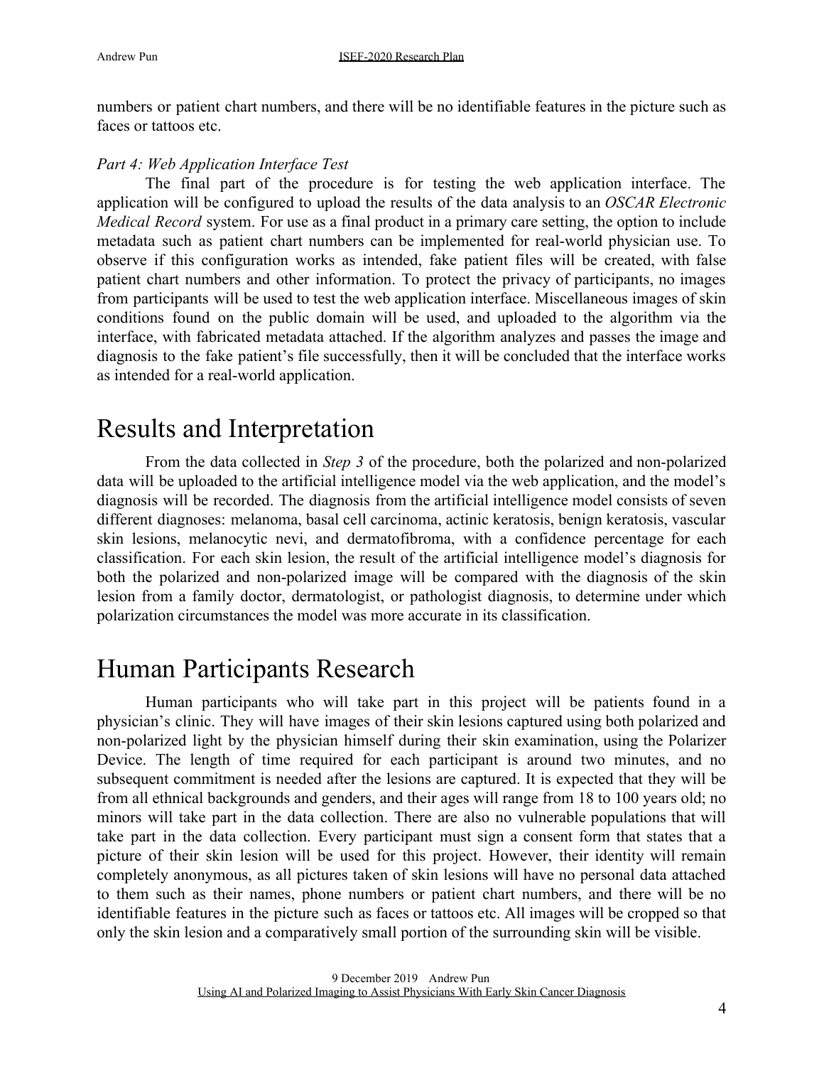numbers or patient chart numbers, and there will be no identifiable features in the picture such as faces or tattoos etc.

*Part 4: Web Application Interface Test*

The final part of the procedure is for testing the web application interface. The application will be configured to upload the results of the data analysis to an *OSCAR Electronic Medical Record* system. For use as a final product in a primary care setting, the option to include metadata such as patient chart numbers can be implemented for real-world physician use. To observe if this configuration works as intended, fake patient files will be created, with false patient chart numbers and other information. To protect the privacy of participants, no images from participants will be used to test the web application interface. Miscellaneous images of skin conditions found on the public domain will be used, and uploaded to the algorithm via the interface, with fabricated metadata attached. If the algorithm analyzes and passes the image and diagnosis to the fake patient's file successfully, then it will be concluded that the interface works as intended for a real-world application.

# Results and Interpretation

From the data collected in *Step 3* of the procedure, both the polarized and non-polarized data will be uploaded to the artificial intelligence model via the web application, and the model's diagnosis will be recorded. The diagnosis from the artificial intelligence model consists of seven different diagnoses: melanoma, basal cell carcinoma, actinic keratosis, benign keratosis, vascular skin lesions, melanocytic nevi, and dermatofibroma, with a confidence percentage for each classification. For each skin lesion, the result of the artificial intelligence model's diagnosis for both the polarized and non-polarized image will be compared with the diagnosis of the skin lesion from a family doctor, dermatologist, or pathologist diagnosis, to determine under which polarization circumstances the model was more accurate in its classification.

# Human Participants Research

Human participants who will take part in this project will be patients found in a physician's clinic. They will have images of their skin lesions captured using both polarized and non-polarized light by the physician himself during their skin examination, using the Polarizer Device. The length of time required for each participant is around two minutes, and no subsequent commitment is needed after the lesions are captured. It is expected that they will be from all ethnical backgrounds and genders, and their ages will range from 18 to 100 years old; no minors will take part in the data collection. There are also no vulnerable populations that will take part in the data collection. Every participant must sign a consent form that states that a picture of their skin lesion will be used for this project. However, their identity will remain completely anonymous, as all pictures taken of skin lesions will have no personal data attached to them such as their names, phone numbers or patient chart numbers, and there will be no identifiable features in the picture such as faces or tattoos etc. All images will be cropped so that only the skin lesion and a comparatively small portion of the surrounding skin will be visible.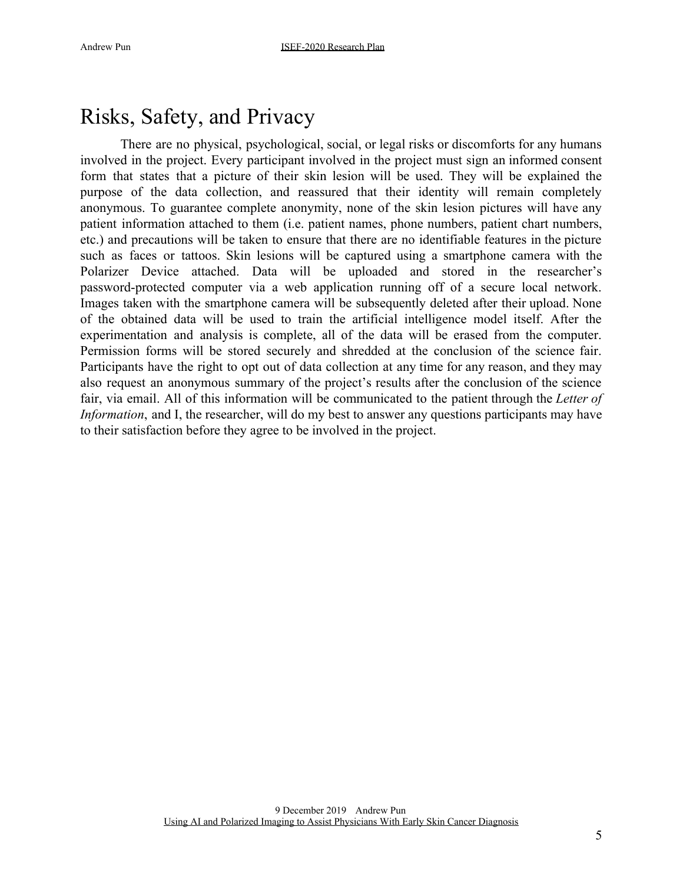# Risks, Safety, and Privacy

There are no physical, psychological, social, or legal risks or discomforts for any humans involved in the project. Every participant involved in the project must sign an informed consent form that states that a picture of their skin lesion will be used. They will be explained the purpose of the data collection, and reassured that their identity will remain completely anonymous. To guarantee complete anonymity, none of the skin lesion pictures will have any patient information attached to them (i.e. patient names, phone numbers, patient chart numbers, etc.) and precautions will be taken to ensure that there are no identifiable features in the picture such as faces or tattoos. Skin lesions will be captured using a smartphone camera with the Polarizer Device attached. Data will be uploaded and stored in the researcher's password-protected computer via a web application running off of a secure local network. Images taken with the smartphone camera will be subsequently deleted after their upload. None of the obtained data will be used to train the artificial intelligence model itself. After the experimentation and analysis is complete, all of the data will be erased from the computer. Permission forms will be stored securely and shredded at the conclusion of the science fair. Participants have the right to opt out of data collection at any time for any reason, and they may also request an anonymous summary of the project's results after the conclusion of the science fair, via email. All of this information will be communicated to the patient through the *Letter of Information*, and I, the researcher, will do my best to answer any questions participants may have to their satisfaction before they agree to be involved in the project.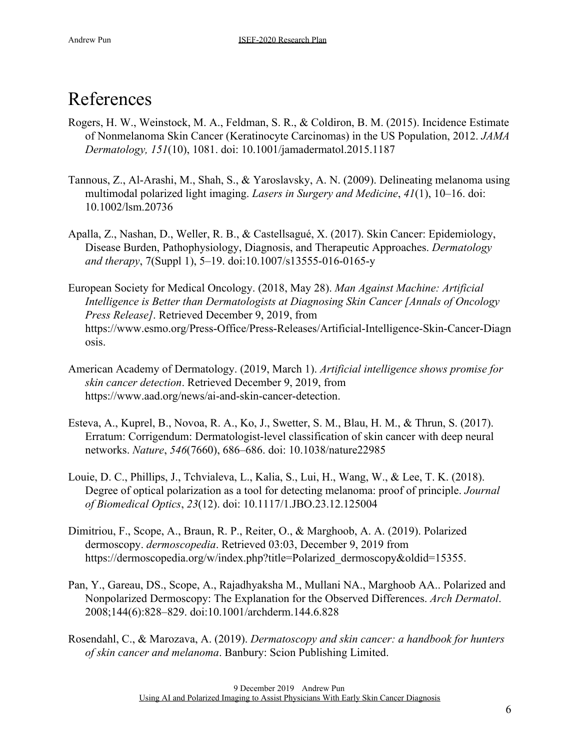# References

Rogers, H. W., Weinstock, M. A., Feldman, S. R., & Coldiron, B. M. (2015). Incidence Estimate of Nonmelanoma Skin Cancer (Keratinocyte Carcinomas) in the US Population, 2012. *JAMA Dermatology, 151*(10), 1081. doi: 10.1001/jamadermatol.2015.1187

Tannous, Z., Al-Arashi, M., Shah, S., & Yaroslavsky, A. N. (2009). Delineating melanoma using multimodal polarized light imaging. *Lasers in Surgery and Medicine*, *41*(1), 10–16. doi: 10.1002/lsm.20736

Apalla, Z., Nashan, D., Weller, R. B., & Castellsagué, X. (2017). Skin Cancer: Epidemiology, Disease Burden, Pathophysiology, Diagnosis, and Therapeutic Approaches. *Dermatology and therapy*, 7(Suppl 1), 5–19. doi:10.1007/s13555-016-0165-y

European Society for Medical Oncology. (2018, May 28). *Man Against Machine: Artificial Intelligence is Better than Dermatologists at Diagnosing Skin Cancer [Annals of Oncology Press Release]*. Retrieved December 9, 2019, from https://www.esmo.org/Press-Office/Press-Releases/Artificial-Intelligence-Skin-Cancer-Diagnosis.

American Academy of Dermatology. (2019, March 1). *Artificial intelligence shows promise for skin cancer detection*. Retrieved December 9, 2019, from https://www.aad.org/news/ai-and-skin-cancer-detection.

Esteva, A., Kuprel, B., Novoa, R. A., Ko, J., Swetter, S. M., Blau, H. M., & Thrun, S. (2017). Erratum: Corrigendum: Dermatologist-level classification of skin cancer with deep neural networks. *Nature*, *546*(7660), 686–686. doi: 10.1038/nature22985

Louie, D. C., Phillips, J., Tchvialeva, L., Kalia, S., Lui, H., Wang, W., & Lee, T. K. (2018). Degree of optical polarization as a tool for detecting melanoma: proof of principle. *Journal of Biomedical Optics*, *23*(12). doi: 10.1117/1.JBO.23.12.125004

Dimitriou, F., Scope, A., Braun, R. P., Reiter, O., & Marghoob, A. A. (2019). Polarized dermoscopy. *dermoscopedia*. Retrieved 03:03, December 9, 2019 from https://dermoscopedia.org/w/index.php?title=Polarized_dermoscopy&oldid=15355.

Pan, Y., Gareau, DS., Scope, A., Rajadhyaksha M., Mullani NA., Marghoob AA.. Polarized and Nonpolarized Dermoscopy: The Explanation for the Observed Differences. *Arch Dermatol*. 2008;144(6):828–829. doi:10.1001/archderm.144.6.828

Rosendahl, C., & Marozava, A. (2019). *Dermatoscopy and skin cancer: a handbook for hunters of skin cancer and melanoma*. Banbury: Scion Publishing Limited.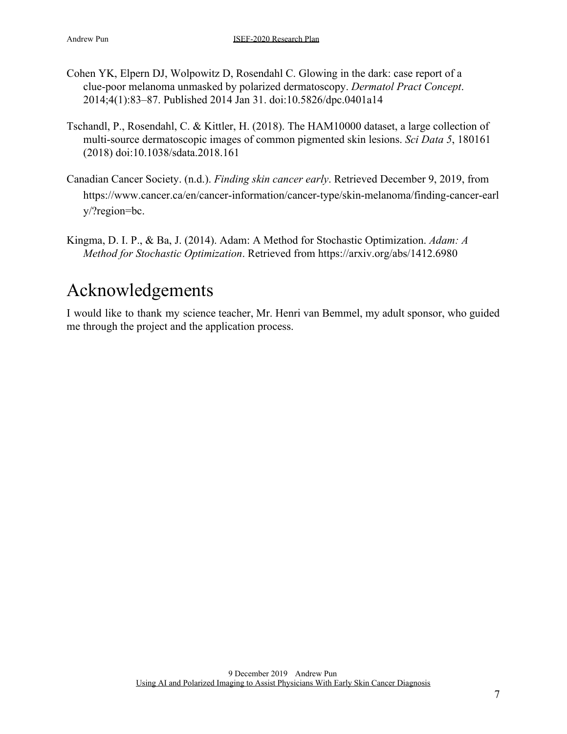Cohen YK, Elpern DJ, Wolpowitz D, Rosendahl C. Glowing in the dark: case report of a clue-poor melanoma unmasked by polarized dermatoscopy. *Dermatol Pract Concept*. 2014;4(1):83–87. Published 2014 Jan 31. doi:10.5826/dpc.0401a14

Tschandl, P., Rosendahl, C. & Kittler, H. (2018). The HAM10000 dataset, a large collection of multi-source dermatoscopic images of common pigmented skin lesions. *Sci Data 5*, 180161 (2018) doi:10.1038/sdata.2018.161

Canadian Cancer Society. (n.d.). *Finding skin cancer early*. Retrieved December 9, 2019, from https://www.cancer.ca/en/cancer-information/cancer-type/skin-melanoma/finding-cancer-early/?region=bc.

Kingma, D. I. P., & Ba, J. (2014). Adam: A Method for Stochastic Optimization. *Adam: A Method for Stochastic Optimization*. Retrieved from https://arxiv.org/abs/1412.6980

# Acknowledgements

I would like to thank my science teacher, Mr. Henri van Bemmel, my adult sponsor, who guided me through the project and the application process.